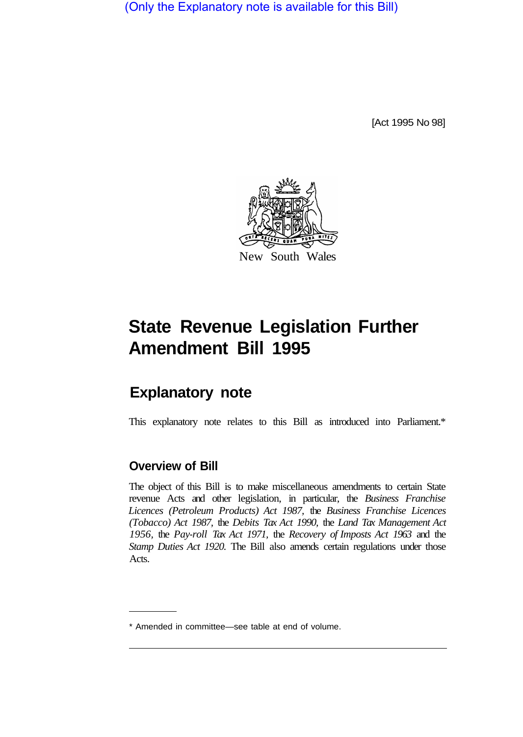(Only the Explanatory note is available for this Bill)

[Act 1995 No 98]

New South Wales

# State Revenue Legislation Further Amendment Bill 1995

## Explanatory note

This explanatory note relates to this Bill as introduced into Parliament.*

### Overview of Bill

The object of this Bill is to make miscellaneous amendments to certain State revenue Acts and other legislation, in particular, the *Business Franchise Licences (Petroleum Products) Act 1987*, the *Business Franchise Licences (Tobacco) Act 1987*, the *Debits Tax Act 1990*, the *Land Tax Management Act 1956*, the *Pay-roll Tax Act 1971*, the *Recovery of Imposts Act 1963* and the *Stamp Duties Act 1920*. The Bill also amends certain regulations under those Acts.

---

* Amended in committee—see table at end of volume.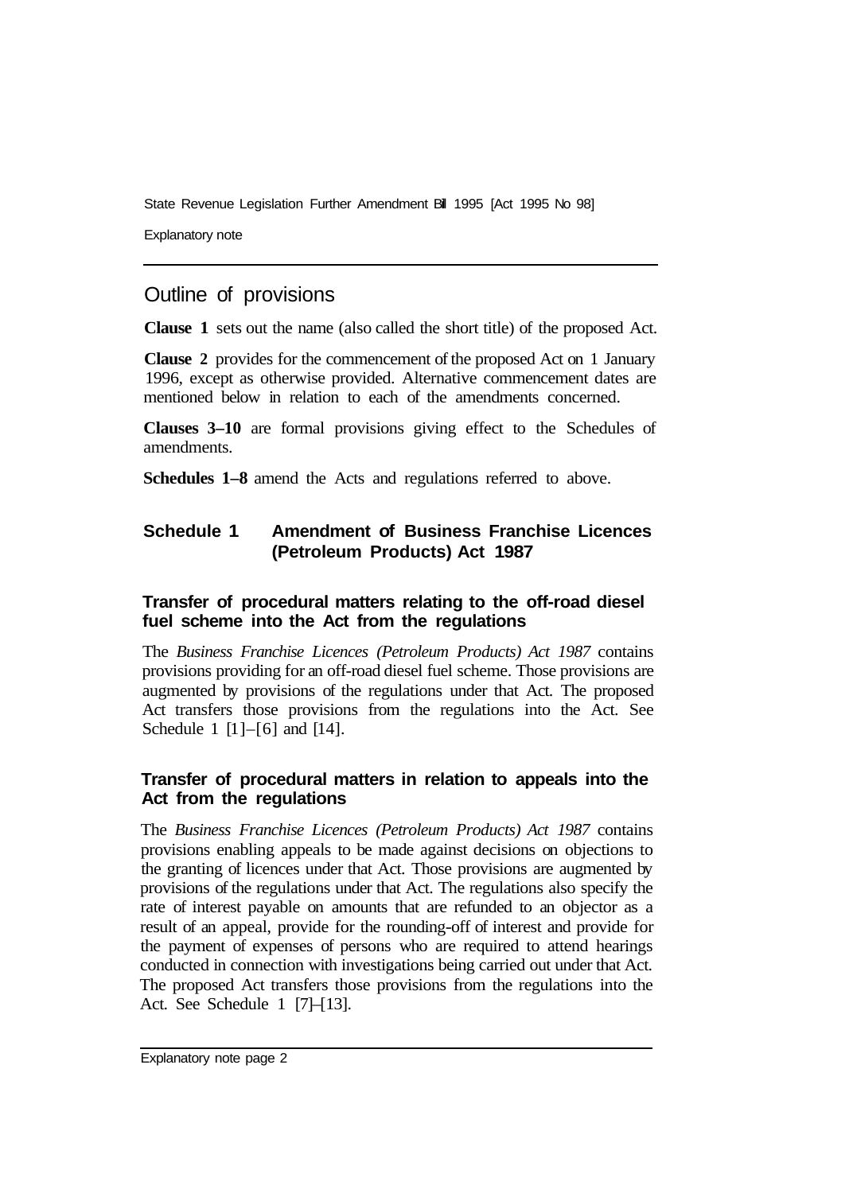## Outline of provisions

**Clause 1** sets out the name (also called the short title) of the proposed Act.

**Clause 2** provides for the commencement of the proposed Act on 1 January 1996, except as otherwise provided. Alternative commencement dates are mentioned below in relation to each of the amendments concerned.

**Clauses 3–10** are formal provisions giving effect to the Schedules of amendments.

**Schedules 1–8** amend the Acts and regulations referred to above.

## Schedule 1 Amendment of Business Franchise Licences (Petroleum Products) Act 1987

### Transfer of procedural matters relating to the off-road diesel fuel scheme into the Act from the regulations

The *Business Franchise Licences (Petroleum Products) Act 1987* contains provisions providing for an off-road diesel fuel scheme. Those provisions are augmented by provisions of the regulations under that Act. The proposed Act transfers those provisions from the regulations into the Act. See Schedule 1 [1]–[6] and [14].

### Transfer of procedural matters in relation to appeals into the Act from the regulations

The *Business Franchise Licences (Petroleum Products) Act 1987* contains provisions enabling appeals to be made against decisions on objections to the granting of licences under that Act. Those provisions are augmented by provisions of the regulations under that Act. The regulations also specify the rate of interest payable on amounts that are refunded to an objector as a result of an appeal, provide for the rounding-off of interest and provide for the payment of expenses of persons who are required to attend hearings conducted in connection with investigations being carried out under that Act. The proposed Act transfers those provisions from the regulations into the Act. See Schedule 1 [7]–[13].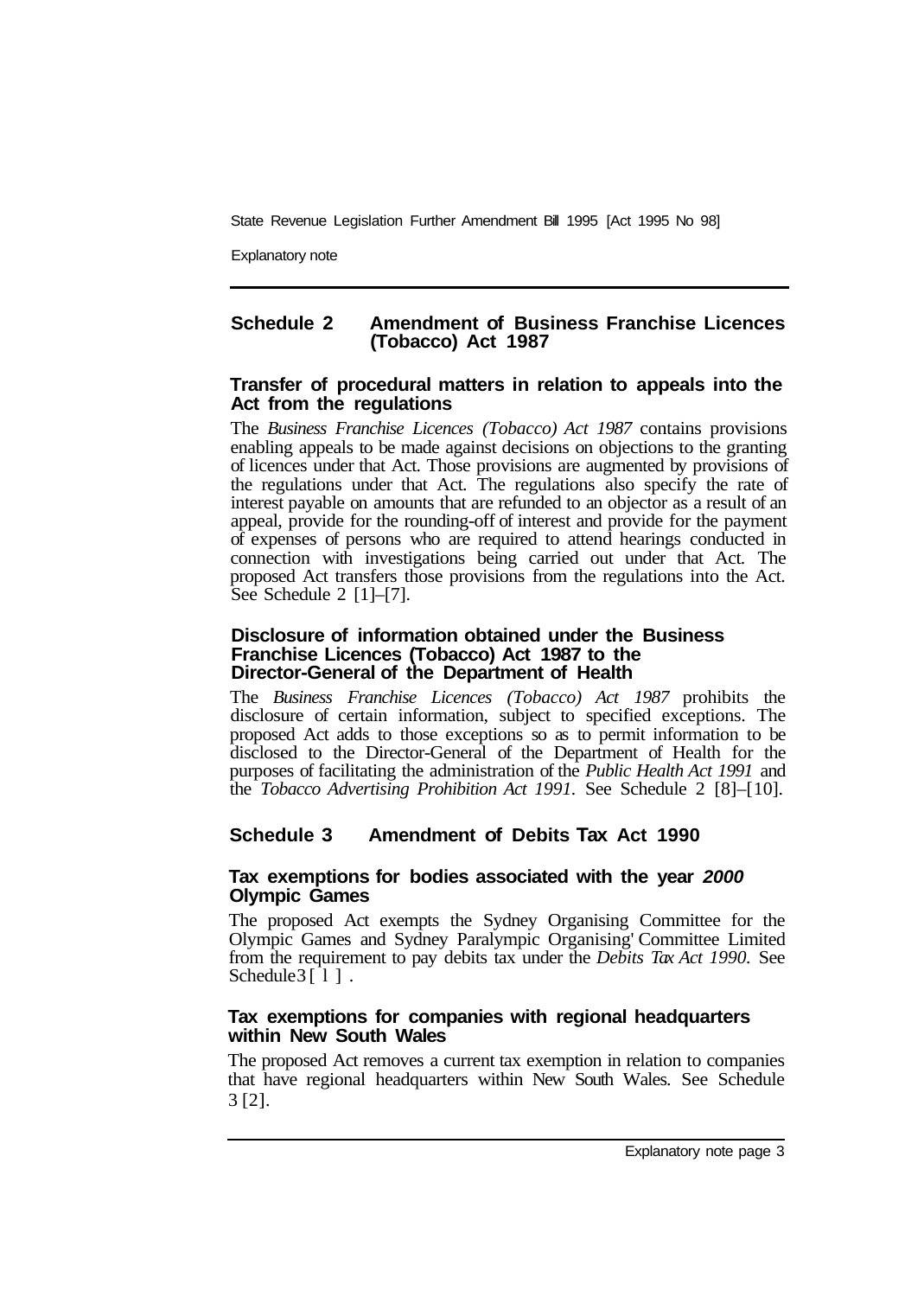## Schedule 2 Amendment of Business Franchise Licences (Tobacco) Act 1987

### Transfer of procedural matters in relation to appeals into the Act from the regulations

The *Business Franchise Licences (Tobacco) Act 1987* contains provisions enabling appeals to be made against decisions on objections to the granting of licences under that Act. Those provisions are augmented by provisions of the regulations under that Act. The regulations also specify the rate of interest payable on amounts that are refunded to an objector as a result of an appeal, provide for the rounding-off of interest and provide for the payment of expenses of persons who are required to attend hearings conducted in connection with investigations being carried out under that Act. The proposed Act transfers those provisions from the regulations into the Act. See Schedule 2 [1]–[7].

### Disclosure of information obtained under the Business Franchise Licences (Tobacco) Act 1987 to the Director-General of the Department of Health

The *Business Franchise Licences (Tobacco) Act 1987* prohibits the disclosure of certain information, subject to specified exceptions. The proposed Act adds to those exceptions so as to permit information to be disclosed to the Director-General of the Department of Health for the purposes of facilitating the administration of the *Public Health Act 1991* and the *Tobacco Advertising Prohibition Act 1991.* See Schedule 2 [8]–[10].

## Schedule 3 Amendment of Debits Tax Act 1990

### Tax exemptions for bodies associated with the year *2000* Olympic Games

The proposed Act exempts the Sydney Organising Committee for the Olympic Games and Sydney Paralympic Organising Committee Limited from the requirement to pay debits tax under the *Debits Tax Act 1990*. See Schedule 3 [1].

### Tax exemptions for companies with regional headquarters within New South Wales

The proposed Act removes a current tax exemption in relation to companies that have regional headquarters within New South Wales. See Schedule 3 [2].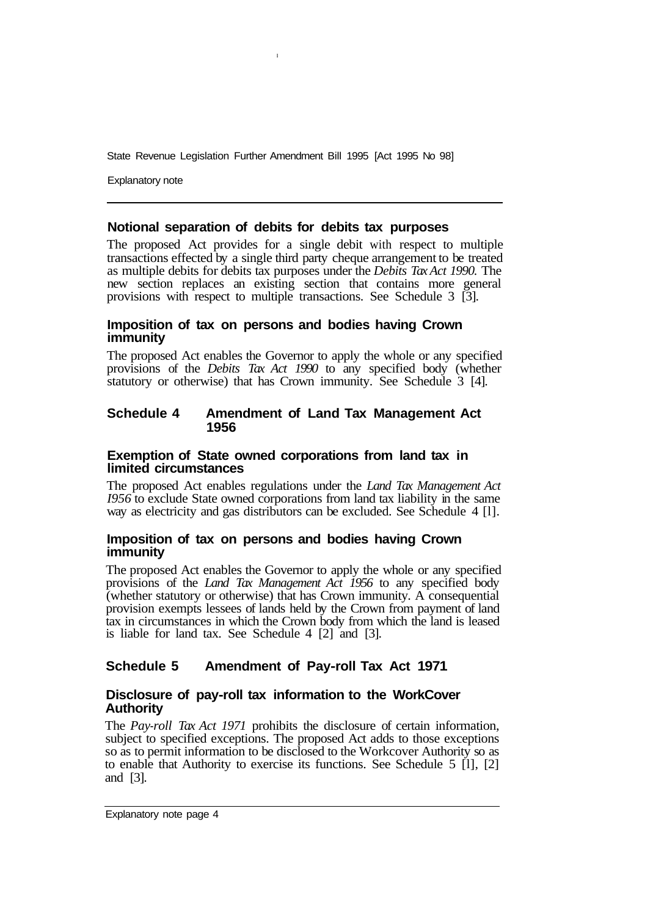### Notional separation of debits for debits tax purposes

The proposed Act provides for a single debit with respect to multiple transactions effected by a single third party cheque arrangement to be treated as multiple debits for debits tax purposes under the *Debits Tax Act 1990.* The new section replaces an existing section that contains more general provisions with respect to multiple transactions. See Schedule 3 [3].

### Imposition of tax on persons and bodies having Crown immunity

The proposed Act enables the Governor to apply the whole or any specified provisions of the *Debits Tax Act 1990* to any specified body (whether statutory or otherwise) that has Crown immunity. See Schedule 3 [4].

## Schedule 4 Amendment of Land Tax Management Act 1956

### Exemption of State owned corporations from land tax in limited circumstances

The proposed Act enables regulations under the *Land Tax Management Act I956* to exclude State owned corporations from land tax liability in the same way as electricity and gas distributors can be excluded. See Schedule 4 [l].

### Imposition of tax on persons and bodies having Crown immunity

The proposed Act enables the Governor to apply the whole or any specified provisions of the *Land Tax Management Act 1956* to any specified body (whether statutory or otherwise) that has Crown immunity. A consequential provision exempts lessees of lands held by the Crown from payment of land tax in circumstances in which the Crown body from which the land is leased is liable for land tax. See Schedule 4 [2] and [3].

## Schedule 5 Amendment of Pay-roll Tax Act 1971

### Disclosure of pay-roll tax information to the WorkCover Authority

The *Pay-roll Tax Act 1971* prohibits the disclosure of certain information, subject to specified exceptions. The proposed Act adds to those exceptions so as to permit information to be disclosed to the Workcover Authority so as to enable that Authority to exercise its functions. See Schedule 5 [l], [2] and [3].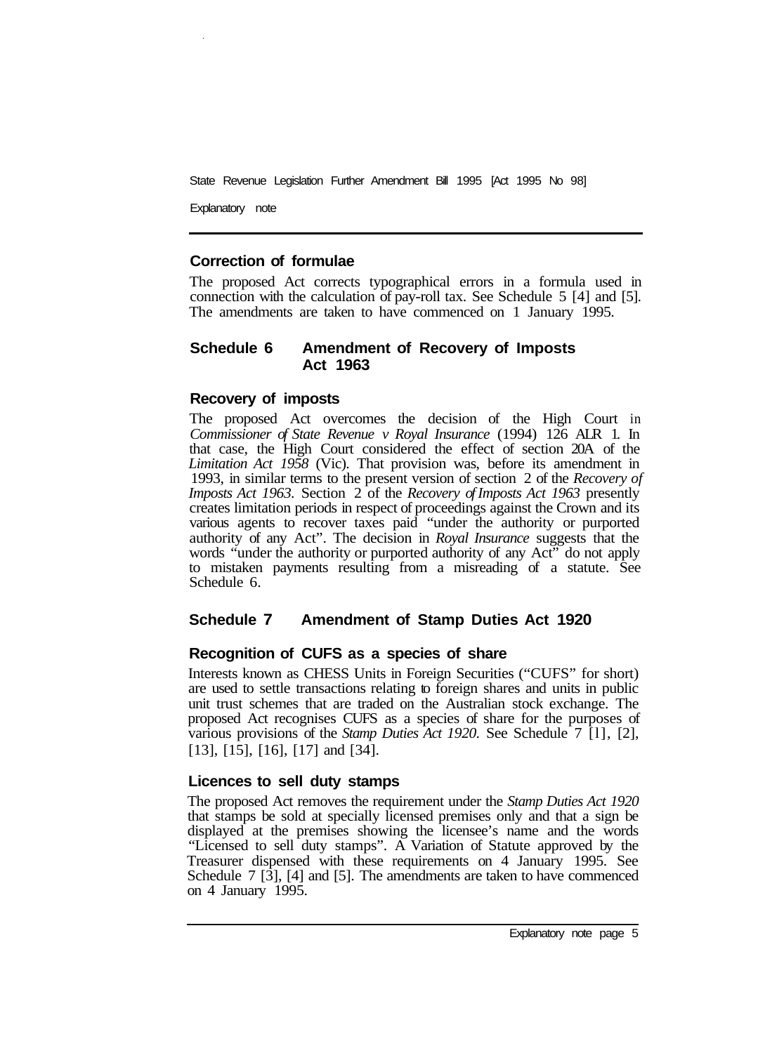### Correction of formulae

The proposed Act corrects typographical errors in a formula used in connection with the calculation of pay-roll tax. See Schedule 5 [4] and [5]. The amendments are taken to have commenced on 1 January 1995.

## Schedule 6 Amendment of Recovery of Imposts Act 1963

### Recovery of imposts

The proposed Act overcomes the decision of the High Court in *Commissioner of State Revenue v Royal Insurance* (1994) 126 ALR 1. In that case, the High Court considered the effect of section 20A of the *Limitation Act 1958* (Vic). That provision was, before its amendment in 1993, in similar terms to the present version of section 2 of the *Recovery of Imposts Act 1963*. Section 2 of the *Recovery of Imposts Act 1963* presently creates limitation periods in respect of proceedings against the Crown and its various agents to recover taxes paid "under the authority or purported authority of any Act". The decision in *Royal Insurance* suggests that the words "under the authority or purported authority of any Act" do not apply to mistaken payments resulting from a misreading of a statute. See Schedule 6.

## Schedule 7 Amendment of Stamp Duties Act 1920

### Recognition of CUFS as a species of share

Interests known as CHESS Units in Foreign Securities ("CUFS" for short) are used to settle transactions relating to foreign shares and units in public unit trust schemes that are traded on the Australian stock exchange. The proposed Act recognises CUFS as a species of share for the purposes of various provisions of the *Stamp Duties Act 1920*. See Schedule 7 [1], [2], [13], [15], [16], [17] and [34].

### Licences to sell duty stamps

The proposed Act removes the requirement under the *Stamp Duties Act 1920* that stamps be sold at specially licensed premises only and that a sign be displayed at the premises showing the licensee's name and the words "Licensed to sell duty stamps". A Variation of Statute approved by the Treasurer dispensed with these requirements on 4 January 1995. See Schedule 7 [3], [4] and [5]. The amendments are taken to have commenced on 4 January 1995.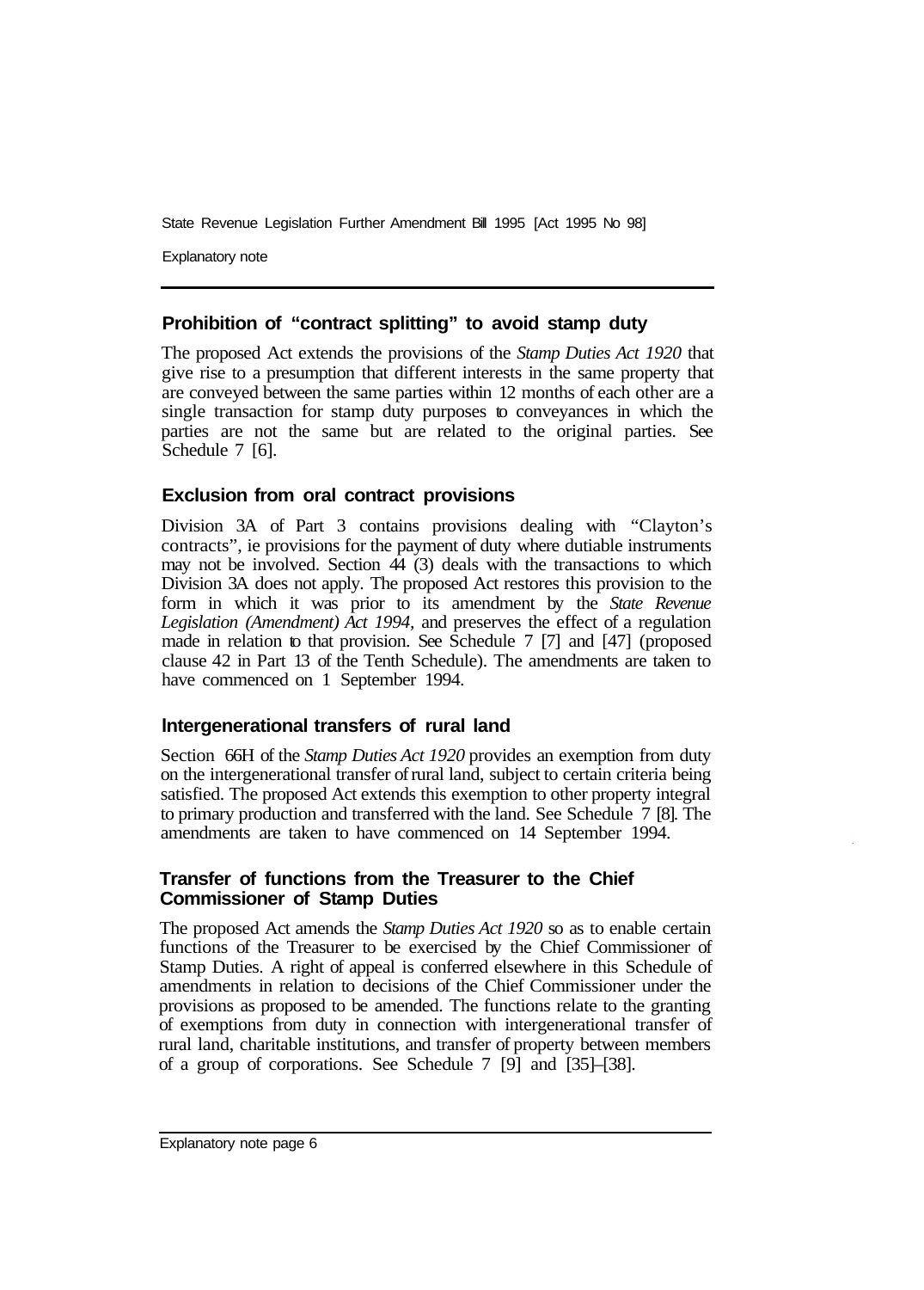## Prohibition of "contract splitting" to avoid stamp duty

The proposed Act extends the provisions of the *Stamp Duties Act 1920* that give rise to a presumption that different interests in the same property that are conveyed between the same parties within 12 months of each other are a single transaction for stamp duty purposes to conveyances in which the parties are not the same but are related to the original parties. See Schedule 7 [6].

## Exclusion from oral contract provisions

Division 3A of Part 3 contains provisions dealing with "Clayton's contracts", ie provisions for the payment of duty where dutiable instruments may not be involved. Section 44 (3) deals with the transactions to which Division 3A does not apply. The proposed Act restores this provision to the form in which it was prior to its amendment by the *State Revenue Legislation (Amendment) Act 1994*, and preserves the effect of a regulation made in relation to that provision. See Schedule 7 [7] and [47] (proposed clause 42 in Part 13 of the Tenth Schedule). The amendments are taken to have commenced on 1 September 1994.

## Intergenerational transfers of rural land

Section 66H of the *Stamp Duties Act 1920* provides an exemption from duty on the intergenerational transfer of rural land, subject to certain criteria being satisfied. The proposed Act extends this exemption to other property integral to primary production and transferred with the land. See Schedule 7 [8]. The amendments are taken to have commenced on 14 September 1994.

## Transfer of functions from the Treasurer to the Chief Commissioner of Stamp Duties

The proposed Act amends the *Stamp Duties Act 1920* so as to enable certain functions of the Treasurer to be exercised by the Chief Commissioner of Stamp Duties. A right of appeal is conferred elsewhere in this Schedule of amendments in relation to decisions of the Chief Commissioner under the provisions as proposed to be amended. The functions relate to the granting of exemptions from duty in connection with intergenerational transfer of rural land, charitable institutions, and transfer of property between members of a group of corporations. See Schedule 7 [9] and [35]–[38].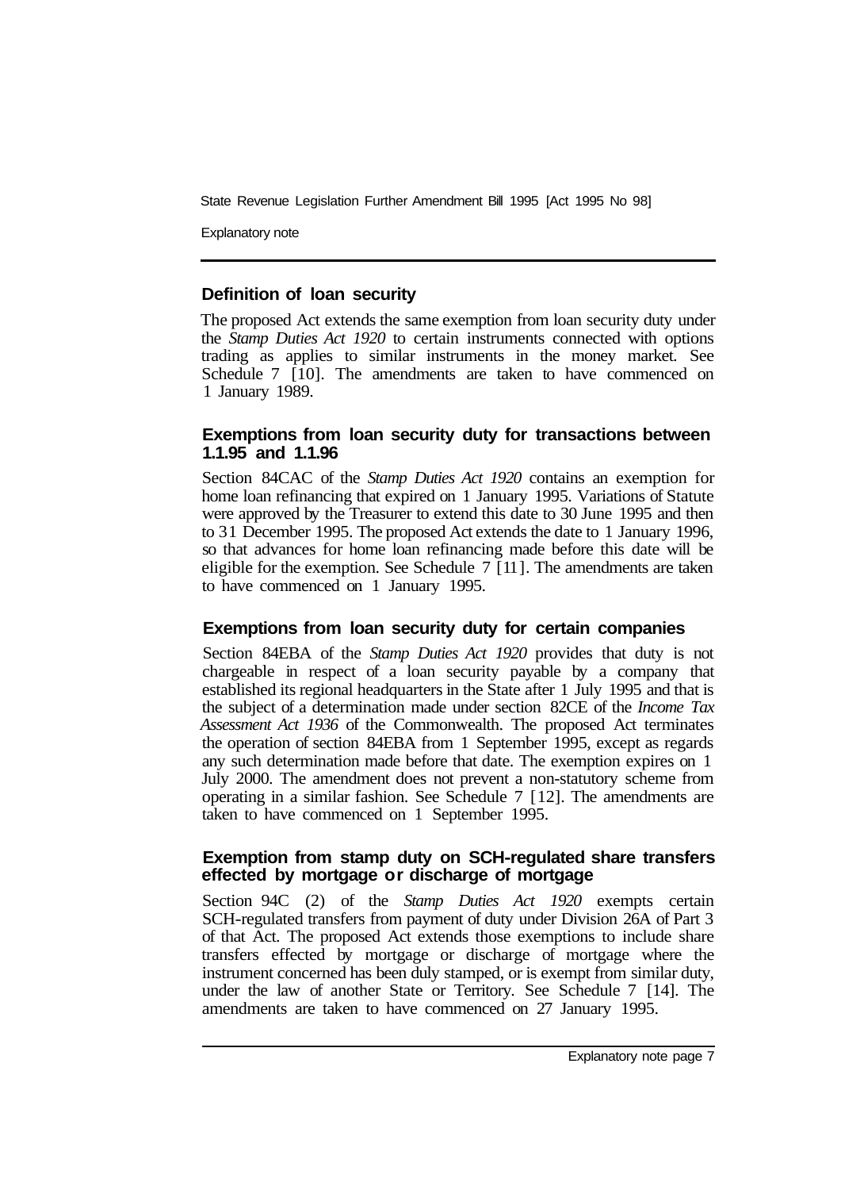## Definition of loan security

The proposed Act extends the same exemption from loan security duty under the *Stamp Duties Act 1920* to certain instruments connected with options trading as applies to similar instruments in the money market. See Schedule 7 [10]. The amendments are taken to have commenced on 1 January 1989.

## Exemptions from loan security duty for transactions between 1.1.95 and 1.1.96

Section 84CAC of the *Stamp Duties Act 1920* contains an exemption for home loan refinancing that expired on 1 January 1995. Variations of Statute were approved by the Treasurer to extend this date to 30 June 1995 and then to 31 December 1995. The proposed Act extends the date to 1 January 1996, so that advances for home loan refinancing made before this date will be eligible for the exemption. See Schedule 7 [11]. The amendments are taken to have commenced on 1 January 1995.

## Exemptions from loan security duty for certain companies

Section 84EBA of the *Stamp Duties Act 1920* provides that duty is not chargeable in respect of a loan security payable by a company that established its regional headquarters in the State after 1 July 1995 and that is the subject of a determination made under section 82CE of the *Income Tax Assessment Act 1936* of the Commonwealth. The proposed Act terminates the operation of section 84EBA from 1 September 1995, except as regards any such determination made before that date. The exemption expires on 1 July 2000. The amendment does not prevent a non-statutory scheme from operating in a similar fashion. See Schedule 7 [12]. The amendments are taken to have commenced on 1 September 1995.

## Exemption from stamp duty on SCH-regulated share transfers effected by mortgage or discharge of mortgage

Section 94C (2) of the *Stamp Duties Act 1920* exempts certain SCH-regulated transfers from payment of duty under Division 26A of Part 3 of that Act. The proposed Act extends those exemptions to include share transfers effected by mortgage or discharge of mortgage where the instrument concerned has been duly stamped, or is exempt from similar duty, under the law of another State or Territory. See Schedule 7 [14]. The amendments are taken to have commenced on 27 January 1995.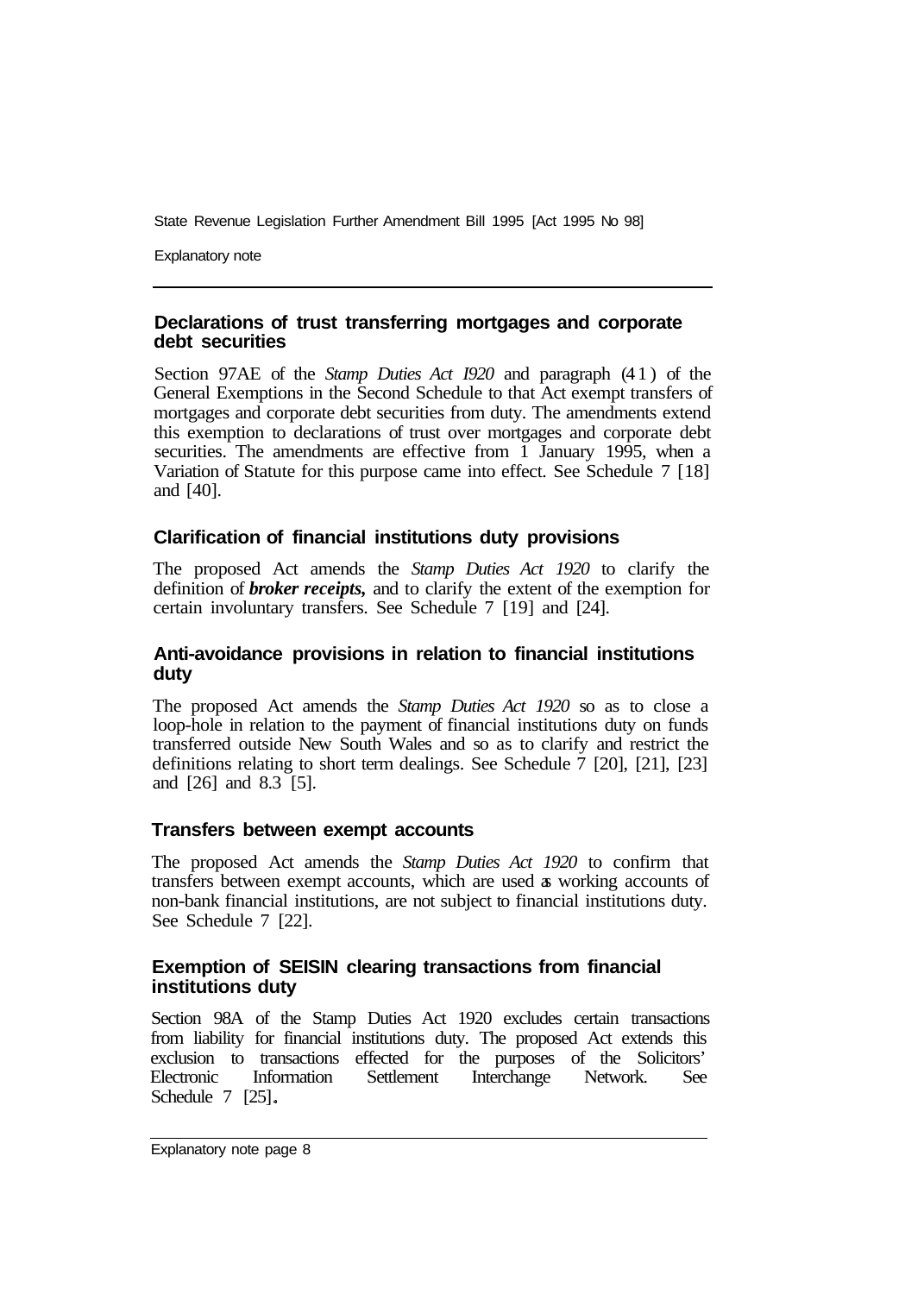### Declarations of trust transferring mortgages and corporate debt securities

Section 97AE of the *Stamp Duties Act I920* and paragraph (41) of the General Exemptions in the Second Schedule to that Act exempt transfers of mortgages and corporate debt securities from duty. The amendments extend this exemption to declarations of trust over mortgages and corporate debt securities. The amendments are effective from 1 January 1995, when a Variation of Statute for this purpose came into effect. See Schedule 7 [18] and [40].

### Clarification of financial institutions duty provisions

The proposed Act amends the *Stamp Duties Act 1920* to clarify the definition of ***broker receipts,*** and to clarify the extent of the exemption for certain involuntary transfers. See Schedule 7 [19] and [24].

### Anti-avoidance provisions in relation to financial institutions duty

The proposed Act amends the *Stamp Duties Act 1920* so as to close a loop-hole in relation to the payment of financial institutions duty on funds transferred outside New South Wales and so as to clarify and restrict the definitions relating to short term dealings. See Schedule 7 [20], [21], [23] and [26] and 8.3 [5].

### Transfers between exempt accounts

The proposed Act amends the *Stamp Duties Act 1920* to confirm that transfers between exempt accounts, which are used as working accounts of non-bank financial institutions, are not subject to financial institutions duty. See Schedule 7 [22].

### Exemption of SEISIN clearing transactions from financial institutions duty

Section 98A of the Stamp Duties Act 1920 excludes certain transactions from liability for financial institutions duty. The proposed Act extends this exclusion to transactions effected for the purposes of the Solicitors' Electronic Information Settlement Interchange Network. See Schedule 7 [25].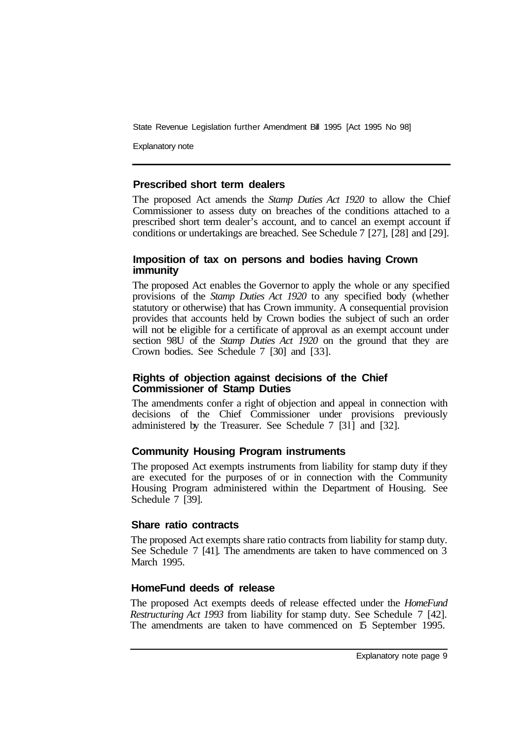## Prescribed short term dealers

The proposed Act amends the *Stamp Duties Act 1920* to allow the Chief Commissioner to assess duty on breaches of the conditions attached to a prescribed short term dealer's account, and to cancel an exempt account if conditions or undertakings are breached. See Schedule 7 [27], [28] and [29].

## Imposition of tax on persons and bodies having Crown immunity

The proposed Act enables the Governor to apply the whole or any specified provisions of the *Stamp Duties Act 1920* to any specified body (whether statutory or otherwise) that has Crown immunity. A consequential provision provides that accounts held by Crown bodies the subject of such an order will not be eligible for a certificate of approval as an exempt account under section 98U of the *Stamp Duties Act 1920* on the ground that they are Crown bodies. See Schedule 7 [30] and [33].

## Rights of objection against decisions of the Chief Commissioner of Stamp Duties

The amendments confer a right of objection and appeal in connection with decisions of the Chief Commissioner under provisions previously administered by the Treasurer. See Schedule 7 [31] and [32].

## Community Housing Program instruments

The proposed Act exempts instruments from liability for stamp duty if they are executed for the purposes of or in connection with the Community Housing Program administered within the Department of Housing. See Schedule 7 [39].

## Share ratio contracts

The proposed Act exempts share ratio contracts from liability for stamp duty. See Schedule 7 [41]. The amendments are taken to have commenced on 3 March 1995.

## HomeFund deeds of release

The proposed Act exempts deeds of release effected under the *HomeFund Restructuring Act 1993* from liability for stamp duty. See Schedule 7 [42]. The amendments are taken to have commenced on 15 September 1995.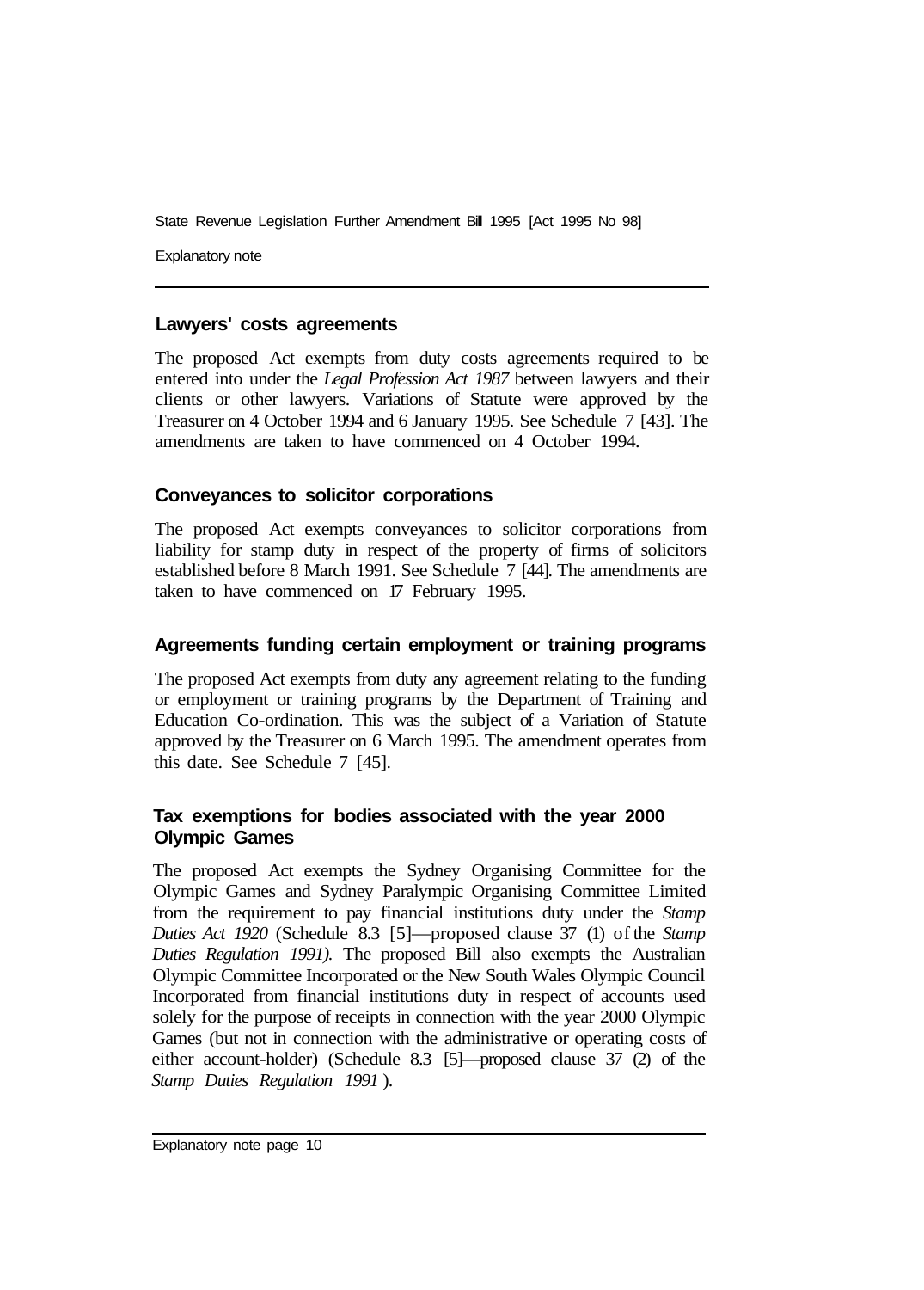### Lawyers' costs agreements

The proposed Act exempts from duty costs agreements required to be entered into under the *Legal Profession Act 1987* between lawyers and their clients or other lawyers. Variations of Statute were approved by the Treasurer on 4 October 1994 and 6 January 1995. See Schedule 7 [43]. The amendments are taken to have commenced on 4 October 1994.

### Conveyances to solicitor corporations

The proposed Act exempts conveyances to solicitor corporations from liability for stamp duty in respect of the property of firms of solicitors established before 8 March 1991. See Schedule 7 [44]. The amendments are taken to have commenced on 17 February 1995.

### Agreements funding certain employment or training programs

The proposed Act exempts from duty any agreement relating to the funding or employment or training programs by the Department of Training and Education Co-ordination. This was the subject of a Variation of Statute approved by the Treasurer on 6 March 1995. The amendment operates from this date. See Schedule 7 [45].

### Tax exemptions for bodies associated with the year 2000 Olympic Games

The proposed Act exempts the Sydney Organising Committee for the Olympic Games and Sydney Paralympic Organising Committee Limited from the requirement to pay financial institutions duty under the *Stamp Duties Act 1920* (Schedule 8.3 [5]—proposed clause 37 (1) of the *Stamp Duties Regulation 1991).* The proposed Bill also exempts the Australian Olympic Committee Incorporated or the New South Wales Olympic Council Incorporated from financial institutions duty in respect of accounts used solely for the purpose of receipts in connection with the year 2000 Olympic Games (but not in connection with the administrative or operating costs of either account-holder) (Schedule 8.3 [5]—proposed clause 37 (2) of the *Stamp Duties Regulation 1991* ).